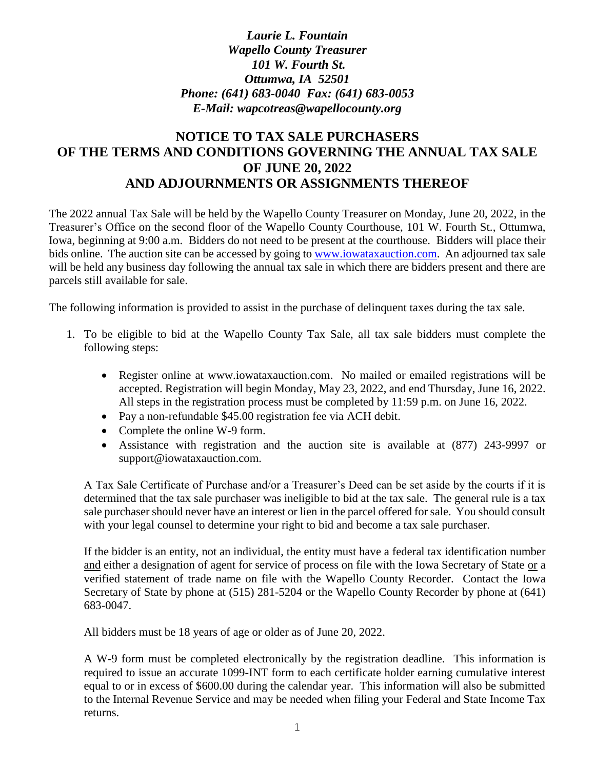***Laurie L. Fountain***
***Wapello County Treasurer***
***101 W. Fourth St.***
***Ottumwa, IA 52501***
***Phone: (641) 683-0040 Fax: (641) 683-0053***
***E-Mail: wapcotreas@wapellocounty.org***

# NOTICE TO TAX SALE PURCHASERS OF THE TERMS AND CONDITIONS GOVERNING THE ANNUAL TAX SALE OF JUNE 20, 2022 AND ADJOURNMENTS OR ASSIGNMENTS THEREOF

The 2022 annual Tax Sale will be held by the Wapello County Treasurer on Monday, June 20, 2022, in the Treasurer's Office on the second floor of the Wapello County Courthouse, 101 W. Fourth St., Ottumwa, Iowa, beginning at 9:00 a.m. Bidders do not need to be present at the courthouse. Bidders will place their bids online. The auction site can be accessed by going to [www.iowataxauction.com](http://www.iowataxauction.com). An adjourned tax sale will be held any business day following the annual tax sale in which there are bidders present and there are parcels still available for sale.

The following information is provided to assist in the purchase of delinquent taxes during the tax sale.

1. To be eligible to bid at the Wapello County Tax Sale, all tax sale bidders must complete the following steps:

   - Register online at www.iowataxauction.com. No mailed or emailed registrations will be accepted. Registration will begin Monday, May 23, 2022, and end Thursday, June 16, 2022. All steps in the registration process must be completed by 11:59 p.m. on June 16, 2022.
   - Pay a non-refundable $45.00 registration fee via ACH debit.
   - Complete the online W-9 form.
   - Assistance with registration and the auction site is available at (877) 243-9997 or support@iowataxauction.com.

   A Tax Sale Certificate of Purchase and/or a Treasurer's Deed can be set aside by the courts if it is determined that the tax sale purchaser was ineligible to bid at the tax sale. The general rule is a tax sale purchaser should never have an interest or lien in the parcel offered for sale. You should consult with your legal counsel to determine your right to bid and become a tax sale purchaser.

   If the bidder is an entity, not an individual, the entity must have a federal tax identification number <u>and</u> either a designation of agent for service of process on file with the Iowa Secretary of State <u>or</u> a verified statement of trade name on file with the Wapello County Recorder. Contact the Iowa Secretary of State by phone at (515) 281-5204 or the Wapello County Recorder by phone at (641) 683-0047.

   All bidders must be 18 years of age or older as of June 20, 2022.

   A W-9 form must be completed electronically by the registration deadline. This information is required to issue an accurate 1099-INT form to each certificate holder earning cumulative interest equal to or in excess of $600.00 during the calendar year. This information will also be submitted to the Internal Revenue Service and may be needed when filing your Federal and State Income Tax returns.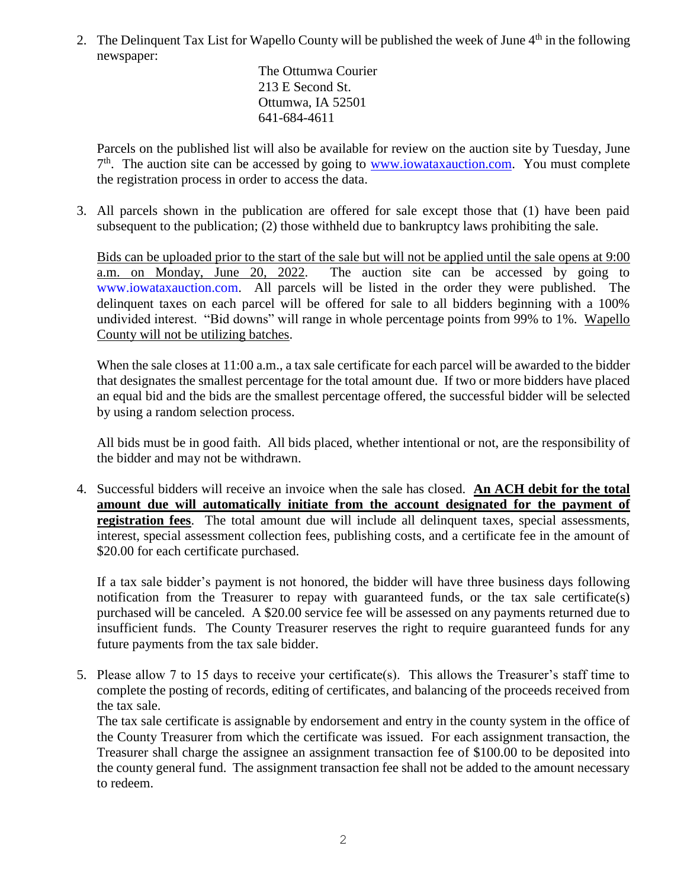2. The Delinquent Tax List for Wapello County will be published the week of June 4th in the following newspaper:

   The Ottumwa Courier
   213 E Second St.
   Ottumwa, IA 52501
   641-684-4611

   Parcels on the published list will also be available for review on the auction site by Tuesday, June 7th. The auction site can be accessed by going to www.iowataxauction.com. You must complete the registration process in order to access the data.

3. All parcels shown in the publication are offered for sale except those that (1) have been paid subsequent to the publication; (2) those withheld due to bankruptcy laws prohibiting the sale.

   <u>Bids can be uploaded prior to the start of the sale but will not be applied until the sale opens at 9:00 a.m. on Monday, June 20, 2022</u>. The auction site can be accessed by going to www.iowataxauction.com. All parcels will be listed in the order they were published. The delinquent taxes on each parcel will be offered for sale to all bidders beginning with a 100% undivided interest. "Bid downs" will range in whole percentage points from 99% to 1%. <u>Wapello County will not be utilizing batches</u>.

   When the sale closes at 11:00 a.m., a tax sale certificate for each parcel will be awarded to the bidder that designates the smallest percentage for the total amount due. If two or more bidders have placed an equal bid and the bids are the smallest percentage offered, the successful bidder will be selected by using a random selection process.

   All bids must be in good faith. All bids placed, whether intentional or not, are the responsibility of the bidder and may not be withdrawn.

4. Successful bidders will receive an invoice when the sale has closed. **<u>An ACH debit for the total amount due will automatically initiate from the account designated for the payment of registration fees</u>**. The total amount due will include all delinquent taxes, special assessments, interest, special assessment collection fees, publishing costs, and a certificate fee in the amount of $20.00 for each certificate purchased.

   If a tax sale bidder's payment is not honored, the bidder will have three business days following notification from the Treasurer to repay with guaranteed funds, or the tax sale certificate(s) purchased will be canceled. A $20.00 service fee will be assessed on any payments returned due to insufficient funds. The County Treasurer reserves the right to require guaranteed funds for any future payments from the tax sale bidder.

5. Please allow 7 to 15 days to receive your certificate(s). This allows the Treasurer's staff time to complete the posting of records, editing of certificates, and balancing of the proceeds received from the tax sale.
   The tax sale certificate is assignable by endorsement and entry in the county system in the office of the County Treasurer from which the certificate was issued. For each assignment transaction, the Treasurer shall charge the assignee an assignment transaction fee of $100.00 to be deposited into the county general fund. The assignment transaction fee shall not be added to the amount necessary to redeem.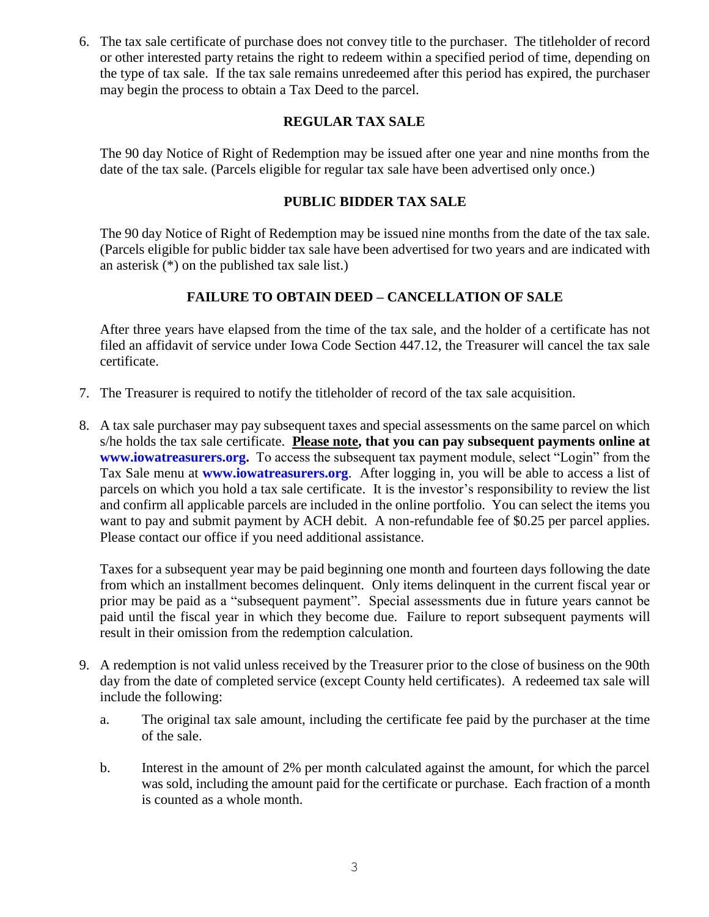6. The tax sale certificate of purchase does not convey title to the purchaser. The titleholder of record or other interested party retains the right to redeem within a specified period of time, depending on the type of tax sale. If the tax sale remains unredeemed after this period has expired, the purchaser may begin the process to obtain a Tax Deed to the parcel.

   **REGULAR TAX SALE**

   The 90 day Notice of Right of Redemption may be issued after one year and nine months from the date of the tax sale. (Parcels eligible for regular tax sale have been advertised only once.)

   **PUBLIC BIDDER TAX SALE**

   The 90 day Notice of Right of Redemption may be issued nine months from the date of the tax sale. (Parcels eligible for public bidder tax sale have been advertised for two years and are indicated with an asterisk (*) on the published tax sale list.)

   **FAILURE TO OBTAIN DEED – CANCELLATION OF SALE**

   After three years have elapsed from the time of the tax sale, and the holder of a certificate has not filed an affidavit of service under Iowa Code Section 447.12, the Treasurer will cancel the tax sale certificate.

7. The Treasurer is required to notify the titleholder of record of the tax sale acquisition.

8. A tax sale purchaser may pay subsequent taxes and special assessments on the same parcel on which s/he holds the tax sale certificate. **Please note, that you can pay subsequent payments online at www.iowatreasurers.org.** To access the subsequent tax payment module, select "Login" from the Tax Sale menu at **www.iowatreasurers.org**. After logging in, you will be able to access a list of parcels on which you hold a tax sale certificate. It is the investor's responsibility to review the list and confirm all applicable parcels are included in the online portfolio. You can select the items you want to pay and submit payment by ACH debit. A non-refundable fee of $0.25 per parcel applies. Please contact our office if you need additional assistance.

   Taxes for a subsequent year may be paid beginning one month and fourteen days following the date from which an installment becomes delinquent. Only items delinquent in the current fiscal year or prior may be paid as a "subsequent payment". Special assessments due in future years cannot be paid until the fiscal year in which they become due. Failure to report subsequent payments will result in their omission from the redemption calculation.

9. A redemption is not valid unless received by the Treasurer prior to the close of business on the 90th day from the date of completed service (except County held certificates). A redeemed tax sale will include the following:

   a. The original tax sale amount, including the certificate fee paid by the purchaser at the time of the sale.

   b. Interest in the amount of 2% per month calculated against the amount, for which the parcel was sold, including the amount paid for the certificate or purchase. Each fraction of a month is counted as a whole month.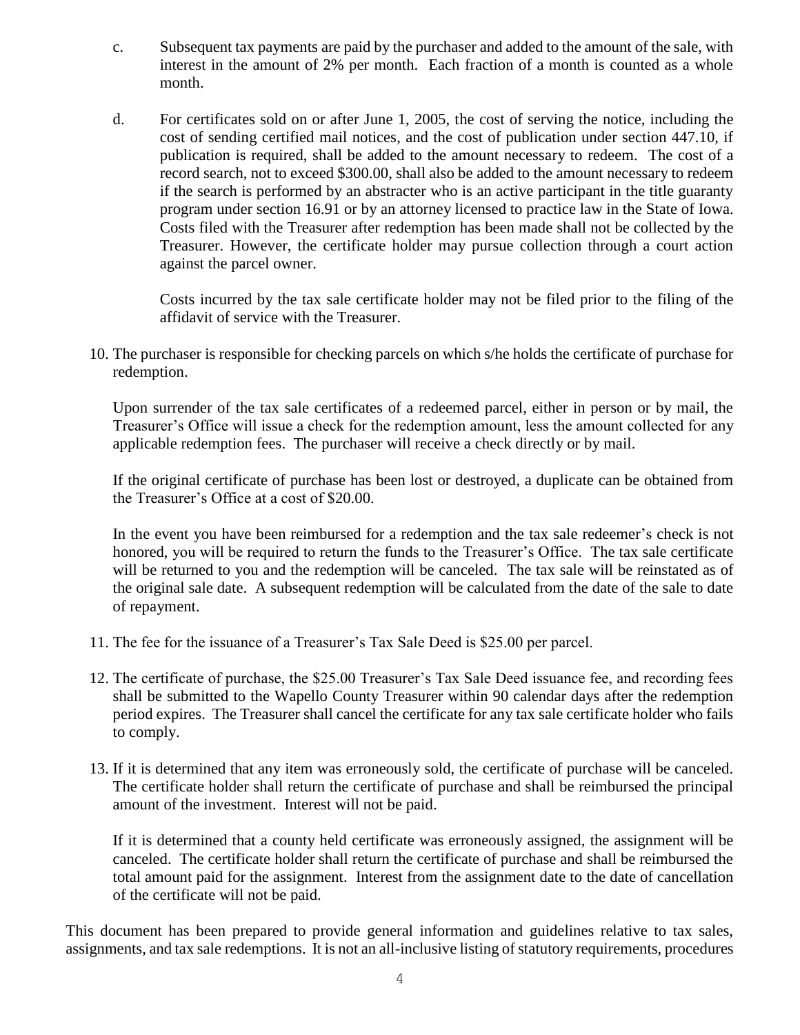c. Subsequent tax payments are paid by the purchaser and added to the amount of the sale, with interest in the amount of 2% per month. Each fraction of a month is counted as a whole month.

d. For certificates sold on or after June 1, 2005, the cost of serving the notice, including the cost of sending certified mail notices, and the cost of publication under section 447.10, if publication is required, shall be added to the amount necessary to redeem. The cost of a record search, not to exceed $300.00, shall also be added to the amount necessary to redeem if the search is performed by an abstracter who is an active participant in the title guaranty program under section 16.91 or by an attorney licensed to practice law in the State of Iowa. Costs filed with the Treasurer after redemption has been made shall not be collected by the Treasurer. However, the certificate holder may pursue collection through a court action against the parcel owner.

   Costs incurred by the tax sale certificate holder may not be filed prior to the filing of the affidavit of service with the Treasurer.

10. The purchaser is responsible for checking parcels on which s/he holds the certificate of purchase for redemption.

    Upon surrender of the tax sale certificates of a redeemed parcel, either in person or by mail, the Treasurer's Office will issue a check for the redemption amount, less the amount collected for any applicable redemption fees. The purchaser will receive a check directly or by mail.

    If the original certificate of purchase has been lost or destroyed, a duplicate can be obtained from the Treasurer's Office at a cost of $20.00.

    In the event you have been reimbursed for a redemption and the tax sale redeemer's check is not honored, you will be required to return the funds to the Treasurer's Office. The tax sale certificate will be returned to you and the redemption will be canceled. The tax sale will be reinstated as of the original sale date. A subsequent redemption will be calculated from the date of the sale to date of repayment.

11. The fee for the issuance of a Treasurer's Tax Sale Deed is $25.00 per parcel.

12. The certificate of purchase, the $25.00 Treasurer's Tax Sale Deed issuance fee, and recording fees shall be submitted to the Wapello County Treasurer within 90 calendar days after the redemption period expires. The Treasurer shall cancel the certificate for any tax sale certificate holder who fails to comply.

13. If it is determined that any item was erroneously sold, the certificate of purchase will be canceled. The certificate holder shall return the certificate of purchase and shall be reimbursed the principal amount of the investment. Interest will not be paid.

    If it is determined that a county held certificate was erroneously assigned, the assignment will be canceled. The certificate holder shall return the certificate of purchase and shall be reimbursed the total amount paid for the assignment. Interest from the assignment date to the date of cancellation of the certificate will not be paid.

This document has been prepared to provide general information and guidelines relative to tax sales, assignments, and tax sale redemptions. It is not an all-inclusive listing of statutory requirements, procedures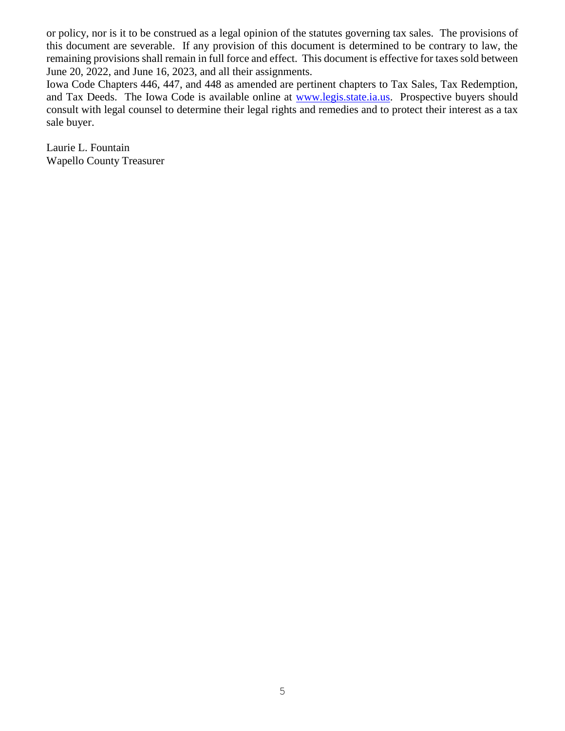or policy, nor is it to be construed as a legal opinion of the statutes governing tax sales. The provisions of this document are severable. If any provision of this document is determined to be contrary to law, the remaining provisions shall remain in full force and effect. This document is effective for taxes sold between June 20, 2022, and June 16, 2023, and all their assignments.

Iowa Code Chapters 446, 447, and 448 as amended are pertinent chapters to Tax Sales, Tax Redemption, and Tax Deeds. The Iowa Code is available online at www.legis.state.ia.us. Prospective buyers should consult with legal counsel to determine their legal rights and remedies and to protect their interest as a tax sale buyer.

Laurie L. Fountain
Wapello County Treasurer